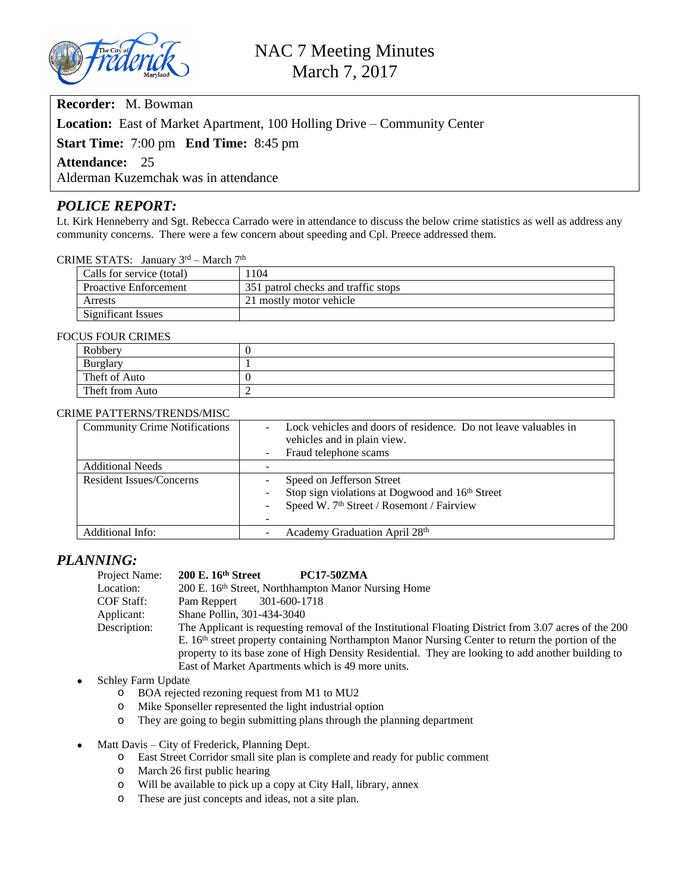# NAC 7 Meeting Minutes
## March 7, 2017

**Recorder:** M. Bowman

**Location:** East of Market Apartment, 100 Holling Drive – Community Center

**Start Time:** 7:00 pm **End Time:** 8:45 pm

**Attendance:** 25

Alderman Kuzemchak was in attendance

## *POLICE REPORT:*

Lt. Kirk Henneberry and Sgt. Rebecca Carrado were in attendance to discuss the below crime statistics as well as address any community concerns. There were a few concern about speeding and Cpl. Preece addressed them.

CRIME STATS: January 3rd – March 7th

| | |
|---|---|
| Calls for service (total) | 1104 |
| Proactive Enforcement | 351 patrol checks and traffic stops |
| Arrests | 21 mostly motor vehicle |
| Significant Issues | |

FOCUS FOUR CRIMES

| | |
|---|---|
| Robbery | 0 |
| Burglary | 1 |
| Theft of Auto | 0 |
| Theft from Auto | 2 |

CRIME PATTERNS/TRENDS/MISC

| | |
|---|---|
| Community Crime Notifications | - Lock vehicles and doors of residence. Do not leave valuables in vehicles and in plain view.<br>- Fraud telephone scams |
| Additional Needs | - |
| Resident Issues/Concerns | - Speed on Jefferson Street<br>- Stop sign violations at Dogwood and 16th Street<br>- Speed W. 7th Street / Rosemont / Fairview<br>- |
| Additional Info: | - Academy Graduation April 28th |

## *PLANNING:*

Project Name: **200 E. 16th Street PC17-50ZMA**
Location: 200 E. 16th Street, Northhampton Manor Nursing Home
COF Staff: Pam Reppert 301-600-1718
Applicant: Shane Pollin, 301-434-3040
Description: The Applicant is requesting removal of the Institutional Floating District from 3.07 acres of the 200 E. 16th street property containing Northampton Manor Nursing Center to return the portion of the property to its base zone of High Density Residential. They are looking to add another building to East of Market Apartments which is 49 more units.

- Schley Farm Update
  - BOA rejected rezoning request from M1 to MU2
  - Mike Sponseller represented the light industrial option
  - They are going to begin submitting plans through the planning department
- Matt Davis – City of Frederick, Planning Dept.
  - East Street Corridor small site plan is complete and ready for public comment
  - March 26 first public hearing
  - Will be available to pick up a copy at City Hall, library, annex
  - These are just concepts and ideas, not a site plan.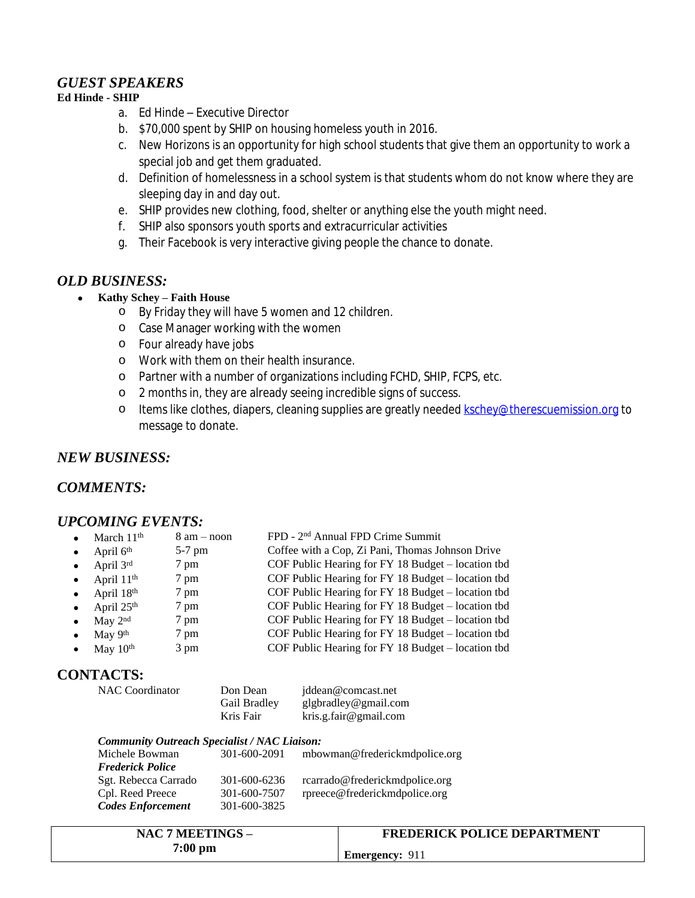## *GUEST SPEAKERS*

**Ed Hinde - SHIP**

a. Ed Hinde – Executive Director
b. $70,000 spent by SHIP on housing homeless youth in 2016.
c. New Horizons is an opportunity for high school students that give them an opportunity to work a special job and get them graduated.
d. Definition of homelessness in a school system is that students whom do not know where they are sleeping day in and day out.
e. SHIP provides new clothing, food, shelter or anything else the youth might need.
f. SHIP also sponsors youth sports and extracurricular activities
g. Their Facebook is very interactive giving people the chance to donate.

## *OLD BUSINESS:*

- **Kathy Schey – Faith House**
  - By Friday they will have 5 women and 12 children.
  - Case Manager working with the women
  - Four already have jobs
  - Work with them on their health insurance.
  - Partner with a number of organizations including FCHD, SHIP, FCPS, etc.
  - 2 months in, they are already seeing incredible signs of success.
  - Items like clothes, diapers, cleaning supplies are greatly needed kschey@therescuemission.org to message to donate.

## *NEW BUSINESS:*

## *COMMENTS:*

## *UPCOMING EVENTS:*

- March 11th — 8 am – noon — FPD - 2nd Annual FPD Crime Summit
- April 6th — 5-7 pm — Coffee with a Cop, Zi Pani, Thomas Johnson Drive
- April 3rd — 7 pm — COF Public Hearing for FY 18 Budget – location tbd
- April 11th — 7 pm — COF Public Hearing for FY 18 Budget – location tbd
- April 18th — 7 pm — COF Public Hearing for FY 18 Budget – location tbd
- April 25th — 7 pm — COF Public Hearing for FY 18 Budget – location tbd
- May 2nd — 7 pm — COF Public Hearing for FY 18 Budget – location tbd
- May 9th — 7 pm — COF Public Hearing for FY 18 Budget – location tbd
- May 10th — 3 pm — COF Public Hearing for FY 18 Budget – location tbd

## CONTACTS:

| | | |
|---|---|---|
| NAC Coordinator | Don Dean | jddean@comcast.net |
| | Gail Bradley | glgbradley@gmail.com |
| | Kris Fair | kris.g.fair@gmail.com |

***Community Outreach Specialist / NAC Liaison:***

| | | |
|---|---|---|
| Michele Bowman | 301-600-2091 | mbowman@frederickmdpolice.org |
| ***Frederick Police*** | | |
| Sgt. Rebecca Carrado | 301-600-6236 | rcarrado@frederickmdpolice.org |
| Cpl. Reed Preece | 301-600-7507 | rpreece@frederickmdpolice.org |
| ***Codes Enforcement*** | 301-600-3825 | |

| NAC 7 MEETINGS – 7:00 pm | FREDERICK POLICE DEPARTMENT |
|---|---|
| | **Emergency:** 911 |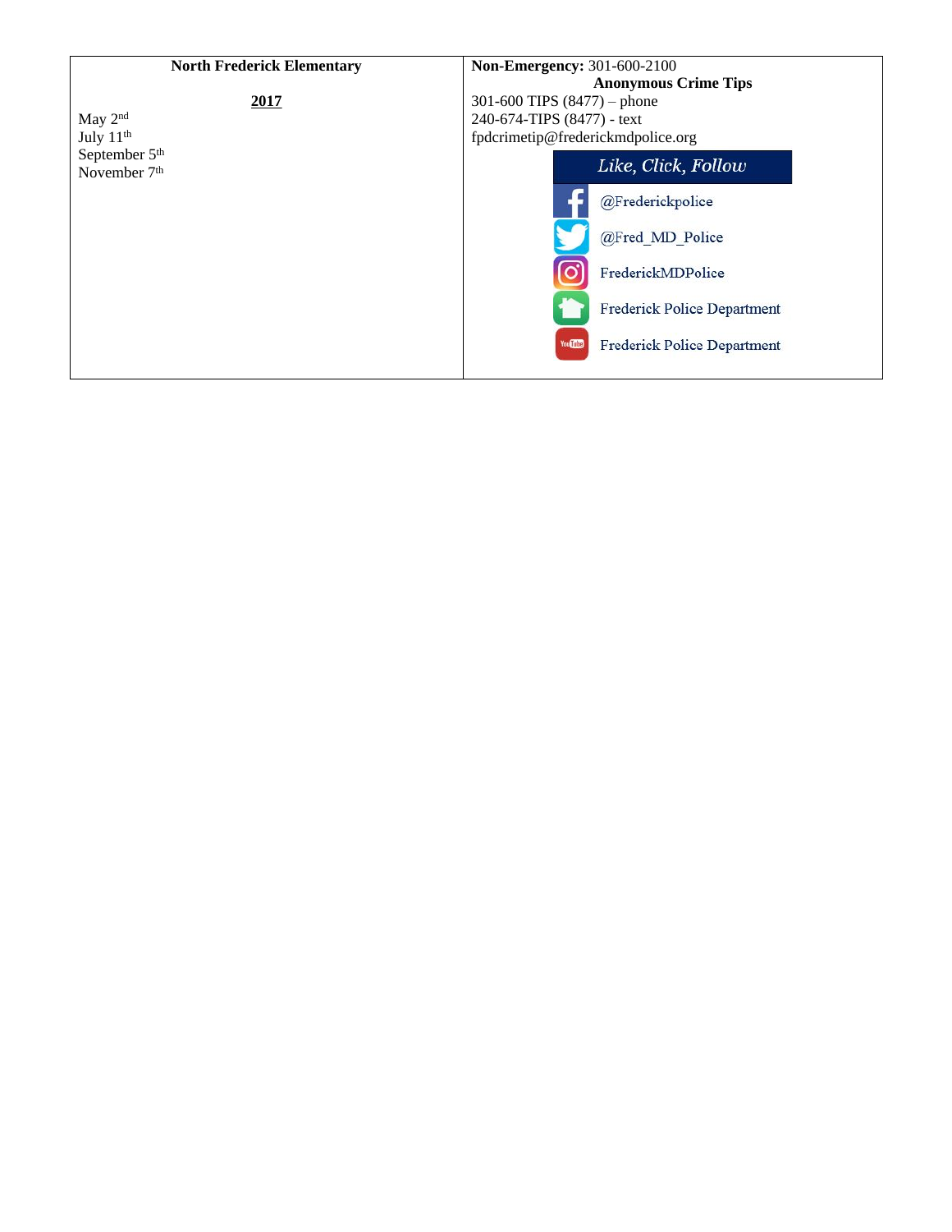| North Frederick Elementary | **Non-Emergency:** 301-600-2100 |
|---|---|
| **2017**<br>May 2nd<br>July 11th<br>September 5th<br>November 7th | **Anonymous Crime Tips**<br>301-600 TIPS (8477) – phone<br>240-674-TIPS (8477) - text<br>fpdcrimetip@frederickmdpolice.org<br>*Like, Click, Follow*<br>@Frederickpolice<br>@Fred_MD_Police<br>FrederickMDPolice<br>Frederick Police Department<br>Frederick Police Department |